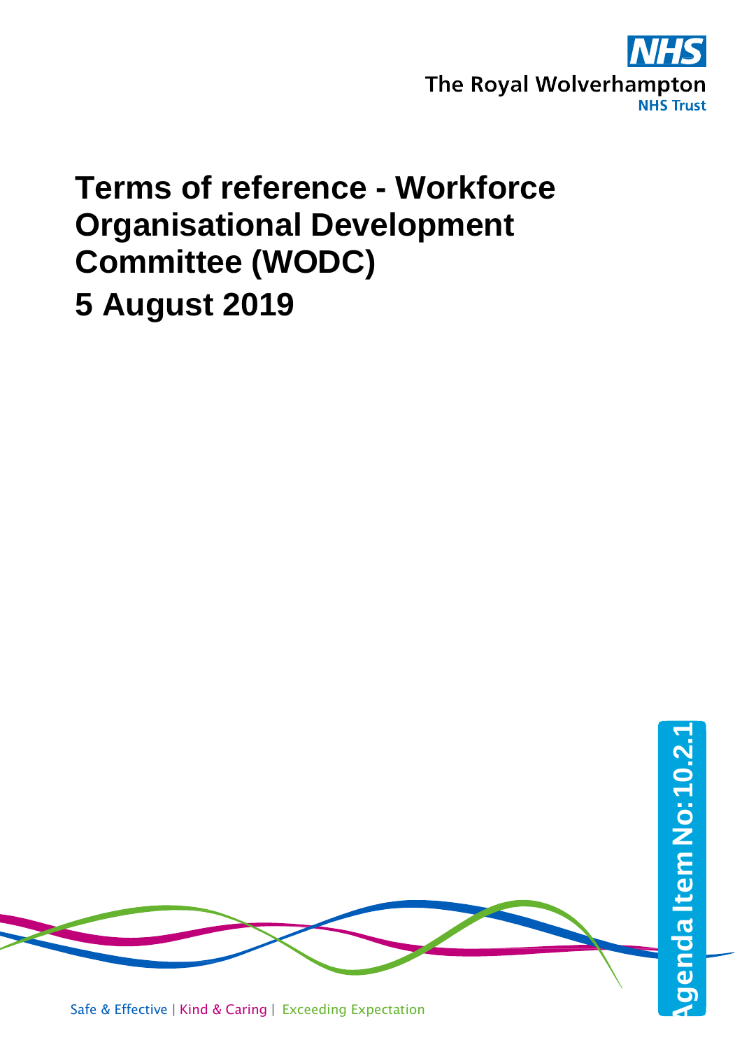The Royal Wolverhampton NHS Trust

# Terms of reference - Workforce Organisational Development Committee (WODC)

## 5 August 2019

Agenda Item No: 10.2.1

Safe & Effective | Kind & Caring | Exceeding Expectation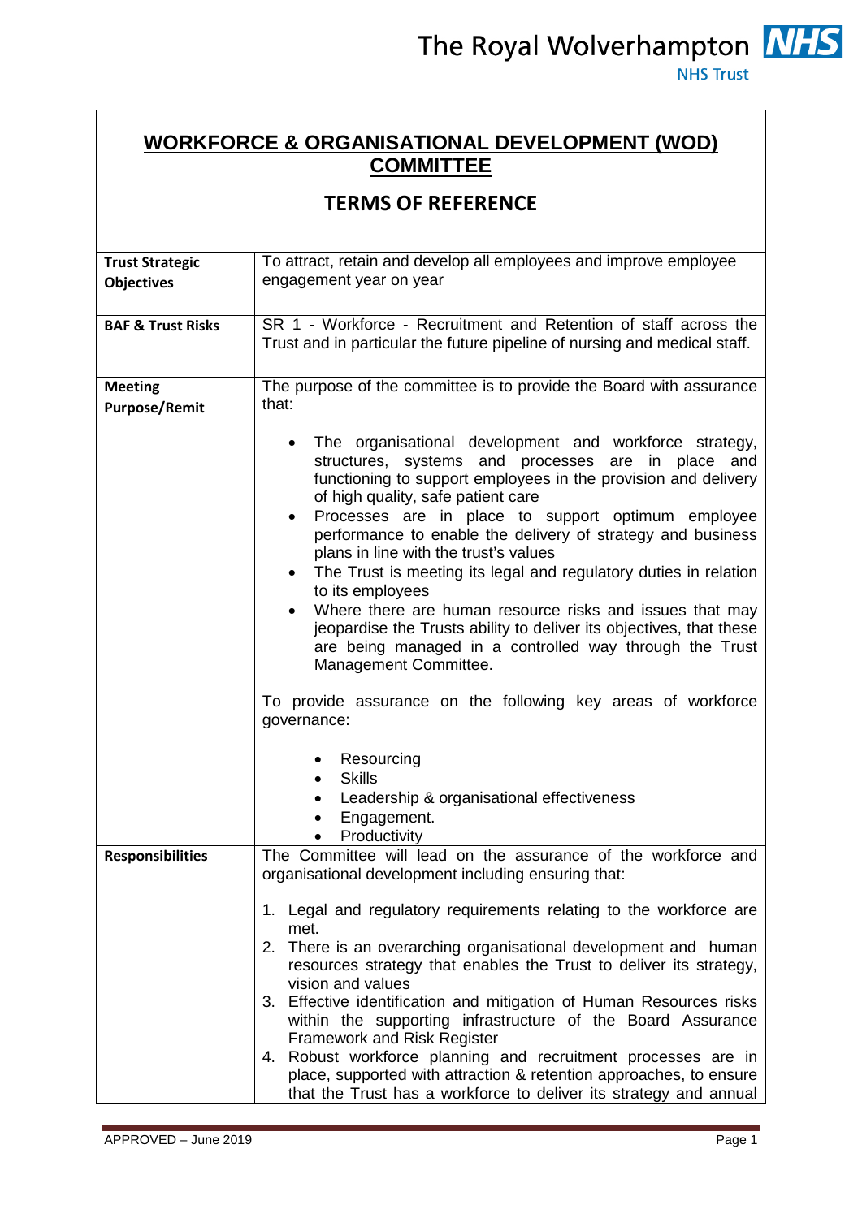## WORKFORCE & ORGANISATIONAL DEVELOPMENT (WOD) COMMITTEE

## TERMS OF REFERENCE

| | |
|---|---|
| **Trust Strategic Objectives** | To attract, retain and develop all employees and improve employee engagement year on year |
| **BAF & Trust Risks** | SR 1 - Workforce - Recruitment and Retention of staff across the Trust and in particular the future pipeline of nursing and medical staff. |
| **Meeting Purpose/Remit** | The purpose of the committee is to provide the Board with assurance that:<br><br>• The organisational development and workforce strategy, structures, systems and processes are in place and functioning to support employees in the provision and delivery of high quality, safe patient care<br>• Processes are in place to support optimum employee performance to enable the delivery of strategy and business plans in line with the trust's values<br>• The Trust is meeting its legal and regulatory duties in relation to its employees<br>• Where there are human resource risks and issues that may jeopardise the Trusts ability to deliver its objectives, that these are being managed in a controlled way through the Trust Management Committee.<br><br>To provide assurance on the following key areas of workforce governance:<br><br>• Resourcing<br>• Skills<br>• Leadership & organisational effectiveness<br>• Engagement.<br>• Productivity |
| **Responsibilities** | The Committee will lead on the assurance of the workforce and organisational development including ensuring that:<br><br>1. Legal and regulatory requirements relating to the workforce are met.<br>2. There is an overarching organisational development and human resources strategy that enables the Trust to deliver its strategy, vision and values<br>3. Effective identification and mitigation of Human Resources risks within the supporting infrastructure of the Board Assurance Framework and Risk Register<br>4. Robust workforce planning and recruitment processes are in place, supported with attraction & retention approaches, to ensure that the Trust has a workforce to deliver its strategy and annual |

APPROVED – June 2019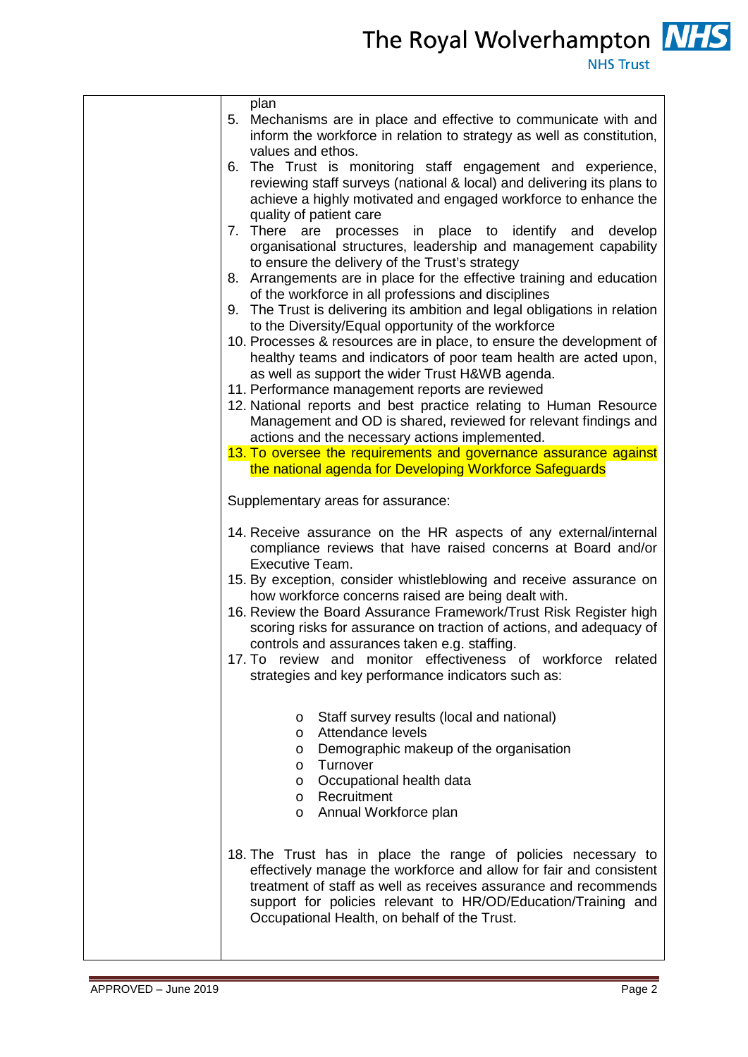| | plan<br>5. Mechanisms are in place and effective to communicate with and inform the workforce in relation to strategy as well as constitution, values and ethos.<br>6. The Trust is monitoring staff engagement and experience, reviewing staff surveys (national & local) and delivering its plans to achieve a highly motivated and engaged workforce to enhance the quality of patient care<br>7. There are processes in place to identify and develop organisational structures, leadership and management capability to ensure the delivery of the Trust's strategy<br>8. Arrangements are in place for the effective training and education of the workforce in all professions and disciplines<br>9. The Trust is delivering its ambition and legal obligations in relation to the Diversity/Equal opportunity of the workforce<br>10. Processes & resources are in place, to ensure the development of healthy teams and indicators of poor team health are acted upon, as well as support the wider Trust H&WB agenda.<br>11. Performance management reports are reviewed<br>12. National reports and best practice relating to Human Resource Management and OD is shared, reviewed for relevant findings and actions and the necessary actions implemented.<br>13. To oversee the requirements and governance assurance against the national agenda for Developing Workforce Safeguards<br><br>Supplementary areas for assurance:<br><br>14. Receive assurance on the HR aspects of any external/internal compliance reviews that have raised concerns at Board and/or Executive Team.<br>15. By exception, consider whistleblowing and receive assurance on how workforce concerns raised are being dealt with.<br>16. Review the Board Assurance Framework/Trust Risk Register high scoring risks for assurance on traction of actions, and adequacy of controls and assurances taken e.g. staffing.<br>17. To review and monitor effectiveness of workforce related strategies and key performance indicators such as:<br><br>o Staff survey results (local and national)<br>o Attendance levels<br>o Demographic makeup of the organisation<br>o Turnover<br>o Occupational health data<br>o Recruitment<br>o Annual Workforce plan<br><br>18. The Trust has in place the range of policies necessary to effectively manage the workforce and allow for fair and consistent treatment of staff as well as receives assurance and recommends support for policies relevant to HR/OD/Education/Training and Occupational Health, on behalf of the Trust. |
|---|---|

APPROVED – June 2019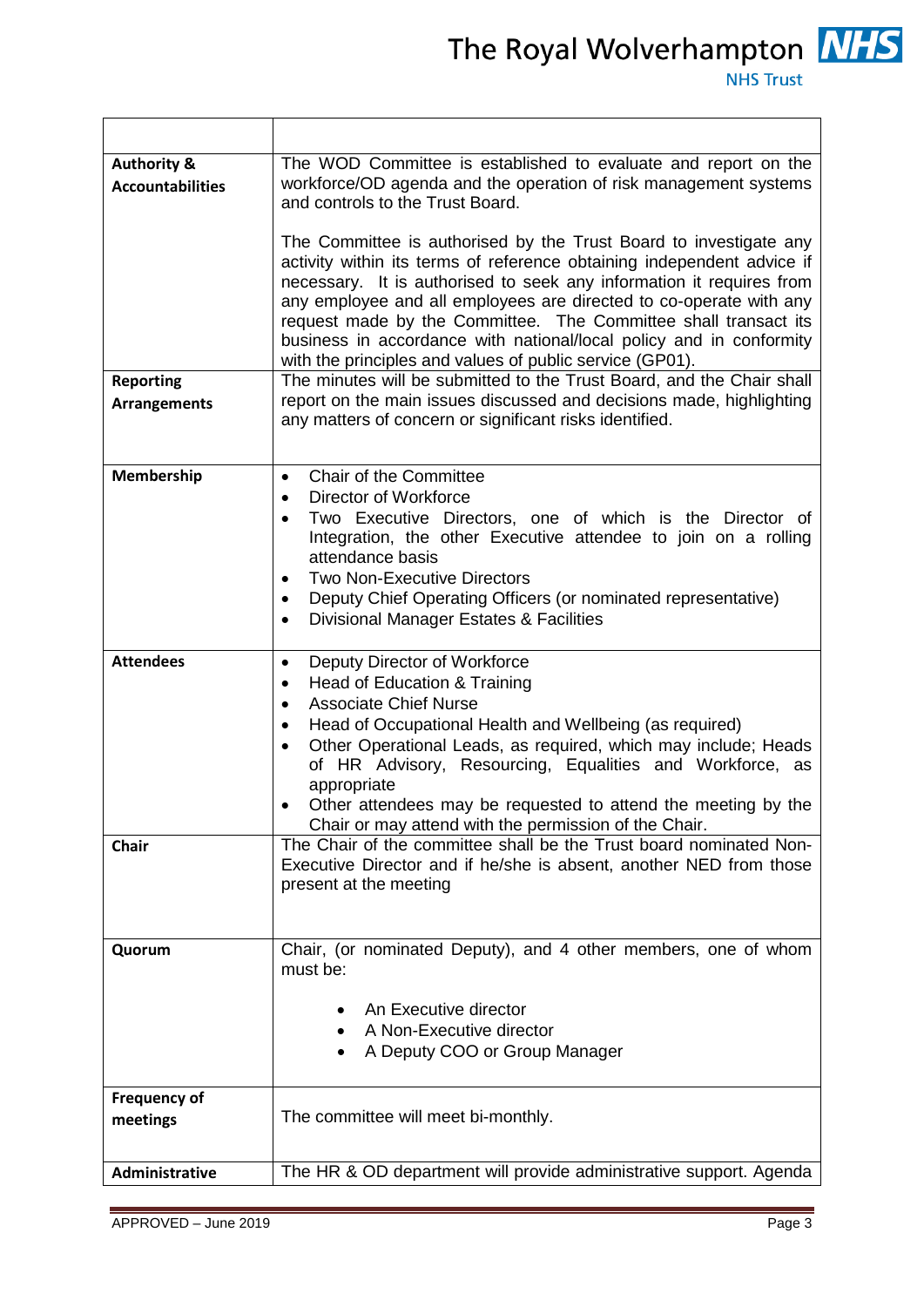| | |
|---|---|
| **Authority & Accountabilities** | The WOD Committee is established to evaluate and report on the workforce/OD agenda and the operation of risk management systems and controls to the Trust Board.<br><br>The Committee is authorised by the Trust Board to investigate any activity within its terms of reference obtaining independent advice if necessary. It is authorised to seek any information it requires from any employee and all employees are directed to co-operate with any request made by the Committee. The Committee shall transact its business in accordance with national/local policy and in conformity with the principles and values of public service (GP01). |
| **Reporting Arrangements** | The minutes will be submitted to the Trust Board, and the Chair shall report on the main issues discussed and decisions made, highlighting any matters of concern or significant risks identified. |
| **Membership** | • Chair of the Committee<br>• Director of Workforce<br>• Two Executive Directors, one of which is the Director of Integration, the other Executive attendee to join on a rolling attendance basis<br>• Two Non-Executive Directors<br>• Deputy Chief Operating Officers (or nominated representative)<br>• Divisional Manager Estates & Facilities |
| **Attendees** | • Deputy Director of Workforce<br>• Head of Education & Training<br>• Associate Chief Nurse<br>• Head of Occupational Health and Wellbeing (as required)<br>• Other Operational Leads, as required, which may include; Heads of HR Advisory, Resourcing, Equalities and Workforce, as appropriate<br>• Other attendees may be requested to attend the meeting by the Chair or may attend with the permission of the Chair. |
| **Chair** | The Chair of the committee shall be the Trust board nominated Non-Executive Director and if he/she is absent, another NED from those present at the meeting |
| **Quorum** | Chair, (or nominated Deputy), and 4 other members, one of whom must be:<br><br>• An Executive director<br>• A Non-Executive director<br>• A Deputy COO or Group Manager |
| **Frequency of meetings** | The committee will meet bi-monthly. |
| **Administrative** | The HR & OD department will provide administrative support. Agenda |

APPROVED – June 2019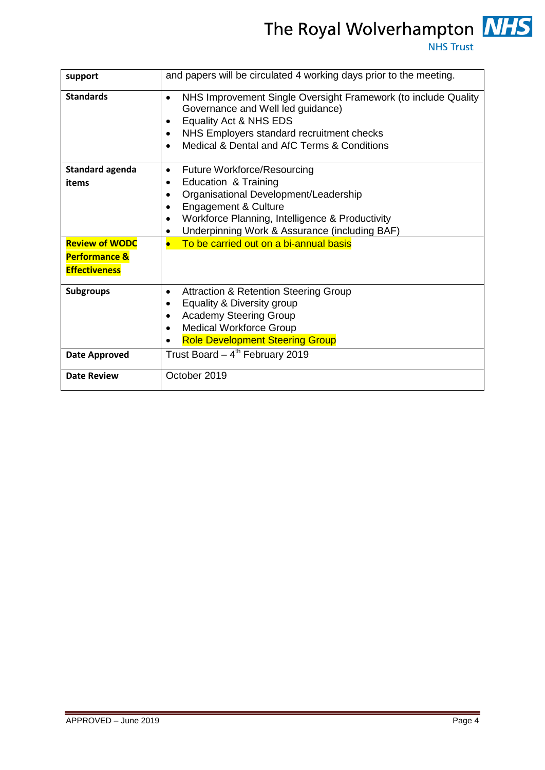| | |
|---|---|
| **support** | and papers will be circulated 4 working days prior to the meeting. |
| **Standards** | • NHS Improvement Single Oversight Framework (to include Quality Governance and Well led guidance)<br>• Equality Act & NHS EDS<br>• NHS Employers standard recruitment checks<br>• Medical & Dental and AfC Terms & Conditions |
| **Standard agenda items** | • Future Workforce/Resourcing<br>• Education & Training<br>• Organisational Development/Leadership<br>• Engagement & Culture<br>• Workforce Planning, Intelligence & Productivity<br>• Underpinning Work & Assurance (including BAF) |
| **Review of WODC Performance & Effectiveness** | • To be carried out on a bi-annual basis |
| **Subgroups** | • Attraction & Retention Steering Group<br>• Equality & Diversity group<br>• Academy Steering Group<br>• Medical Workforce Group<br>• Role Development Steering Group |
| **Date Approved** | Trust Board – 4th February 2019 |
| **Date Review** | October 2019 |